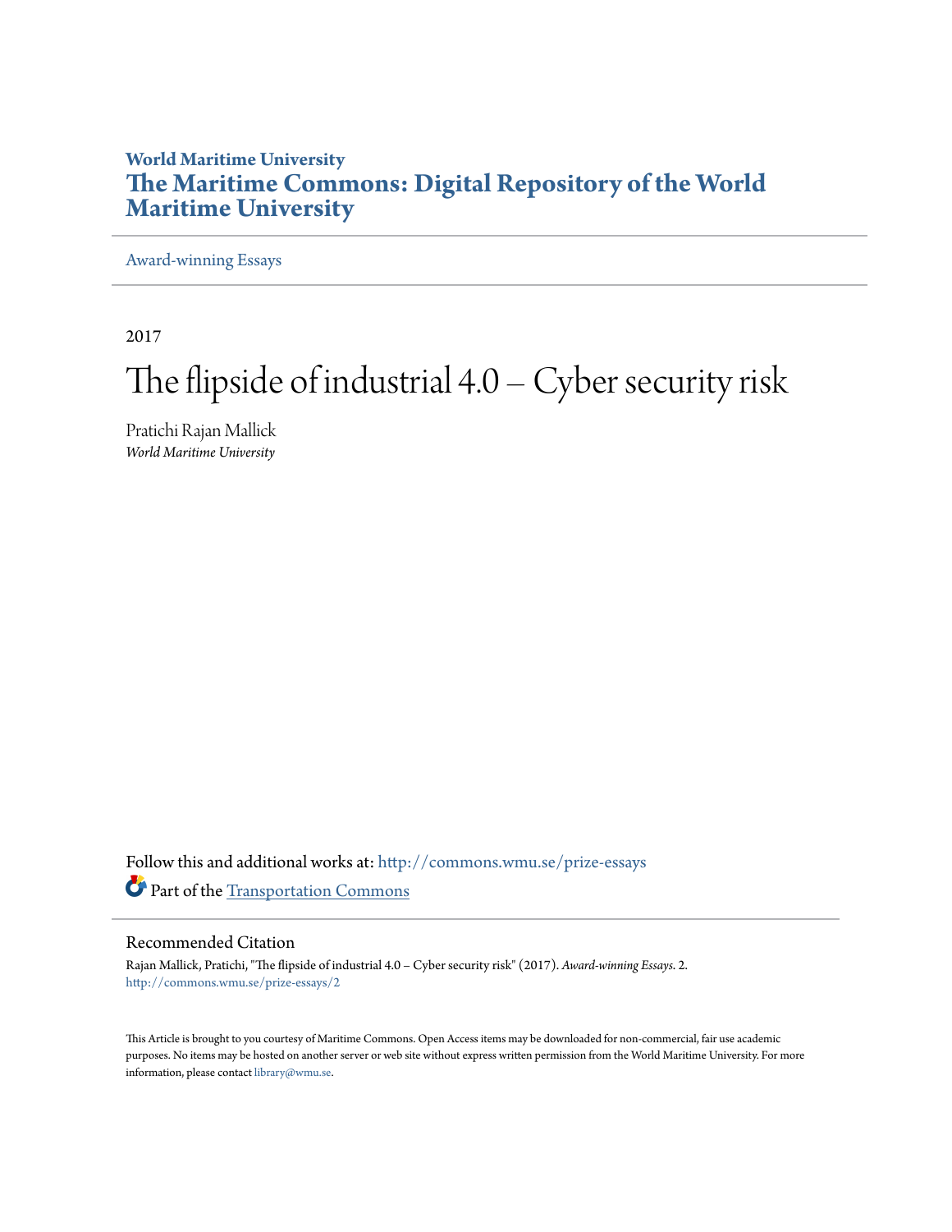**World Maritime University**

**The Maritime Commons: Digital Repository of the World Maritime University**

Award-winning Essays

2017

# The flipside of industrial 4.0 – Cyber security risk

Pratichi Rajan Mallick
*World Maritime University*

Follow this and additional works at: http://commons.wmu.se/prize-essays

Part of the Transportation Commons

## Recommended Citation

Rajan Mallick, Pratichi, "The flipside of industrial 4.0 – Cyber security risk" (2017). *Award-winning Essays*. 2.
http://commons.wmu.se/prize-essays/2

This Article is brought to you courtesy of Maritime Commons. Open Access items may be downloaded for non-commercial, fair use academic purposes. No items may be hosted on another server or web site without express written permission from the World Maritime University. For more information, please contact library@wmu.se.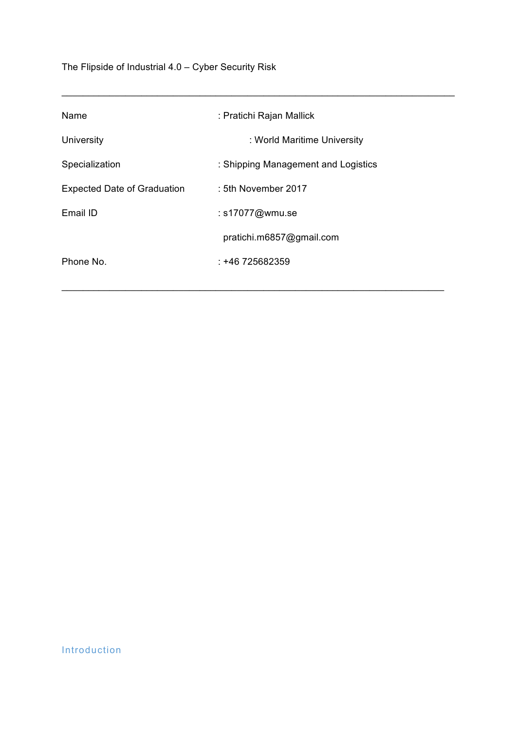The Flipside of Industrial 4.0 – Cyber Security Risk

---

| | |
|---|---|
| Name | : Pratichi Rajan Mallick |
| University | : World Maritime University |
| Specialization | : Shipping Management and Logistics |
| Expected Date of Graduation | : 5th November 2017 |
| Email ID | : s17077@wmu.se |
| | pratichi.m6857@gmail.com |
| Phone No. | : +46 725682359 |

---

## Introduction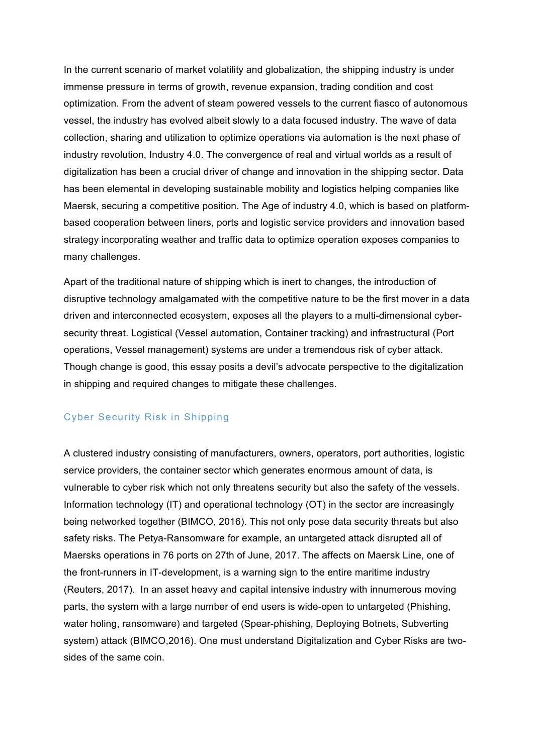In the current scenario of market volatility and globalization, the shipping industry is under immense pressure in terms of growth, revenue expansion, trading condition and cost optimization. From the advent of steam powered vessels to the current fiasco of autonomous vessel, the industry has evolved albeit slowly to a data focused industry. The wave of data collection, sharing and utilization to optimize operations via automation is the next phase of industry revolution, Industry 4.0. The convergence of real and virtual worlds as a result of digitalization has been a crucial driver of change and innovation in the shipping sector. Data has been elemental in developing sustainable mobility and logistics helping companies like Maersk, securing a competitive position. The Age of industry 4.0, which is based on platform-based cooperation between liners, ports and logistic service providers and innovation based strategy incorporating weather and traffic data to optimize operation exposes companies to many challenges.

Apart of the traditional nature of shipping which is inert to changes, the introduction of disruptive technology amalgamated with the competitive nature to be the first mover in a data driven and interconnected ecosystem, exposes all the players to a multi-dimensional cyber-security threat. Logistical (Vessel automation, Container tracking) and infrastructural (Port operations, Vessel management) systems are under a tremendous risk of cyber attack. Though change is good, this essay posits a devil's advocate perspective to the digitalization in shipping and required changes to mitigate these challenges.

## Cyber Security Risk in Shipping

A clustered industry consisting of manufacturers, owners, operators, port authorities, logistic service providers, the container sector which generates enormous amount of data, is vulnerable to cyber risk which not only threatens security but also the safety of the vessels. Information technology (IT) and operational technology (OT) in the sector are increasingly being networked together (BIMCO, 2016). This not only pose data security threats but also safety risks. The Petya-Ransomware for example, an untargeted attack disrupted all of Maersks operations in 76 ports on 27th of June, 2017. The affects on Maersk Line, one of the front-runners in IT-development, is a warning sign to the entire maritime industry (Reuters, 2017). In an asset heavy and capital intensive industry with innumerous moving parts, the system with a large number of end users is wide-open to untargeted (Phishing, water holing, ransomware) and targeted (Spear-phishing, Deploying Botnets, Subverting system) attack (BIMCO,2016). One must understand Digitalization and Cyber Risks are two-sides of the same coin.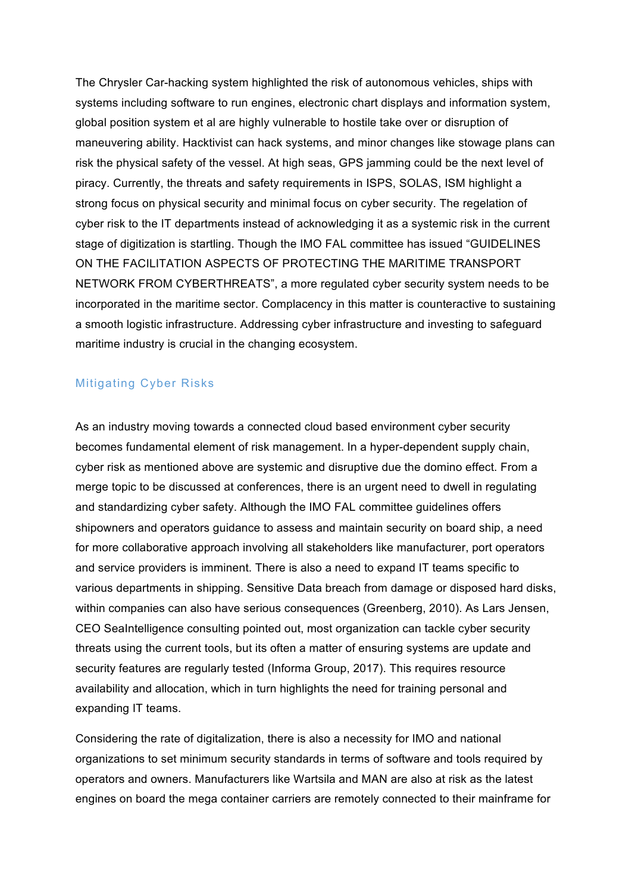The Chrysler Car-hacking system highlighted the risk of autonomous vehicles, ships with systems including software to run engines, electronic chart displays and information system, global position system et al are highly vulnerable to hostile take over or disruption of maneuvering ability. Hacktivist can hack systems, and minor changes like stowage plans can risk the physical safety of the vessel. At high seas, GPS jamming could be the next level of piracy. Currently, the threats and safety requirements in ISPS, SOLAS, ISM highlight a strong focus on physical security and minimal focus on cyber security. The regelation of cyber risk to the IT departments instead of acknowledging it as a systemic risk in the current stage of digitization is startling. Though the IMO FAL committee has issued "GUIDELINES ON THE FACILITATION ASPECTS OF PROTECTING THE MARITIME TRANSPORT NETWORK FROM CYBERTHREATS", a more regulated cyber security system needs to be incorporated in the maritime sector. Complacency in this matter is counteractive to sustaining a smooth logistic infrastructure. Addressing cyber infrastructure and investing to safeguard maritime industry is crucial in the changing ecosystem.

## Mitigating Cyber Risks

As an industry moving towards a connected cloud based environment cyber security becomes fundamental element of risk management. In a hyper-dependent supply chain, cyber risk as mentioned above are systemic and disruptive due the domino effect. From a merge topic to be discussed at conferences, there is an urgent need to dwell in regulating and standardizing cyber safety. Although the IMO FAL committee guidelines offers shipowners and operators guidance to assess and maintain security on board ship, a need for more collaborative approach involving all stakeholders like manufacturer, port operators and service providers is imminent. There is also a need to expand IT teams specific to various departments in shipping. Sensitive Data breach from damage or disposed hard disks, within companies can also have serious consequences (Greenberg, 2010). As Lars Jensen, CEO SeaIntelligence consulting pointed out, most organization can tackle cyber security threats using the current tools, but its often a matter of ensuring systems are update and security features are regularly tested (Informa Group, 2017). This requires resource availability and allocation, which in turn highlights the need for training personal and expanding IT teams.

Considering the rate of digitalization, there is also a necessity for IMO and national organizations to set minimum security standards in terms of software and tools required by operators and owners. Manufacturers like Wartsila and MAN are also at risk as the latest engines on board the mega container carriers are remotely connected to their mainframe for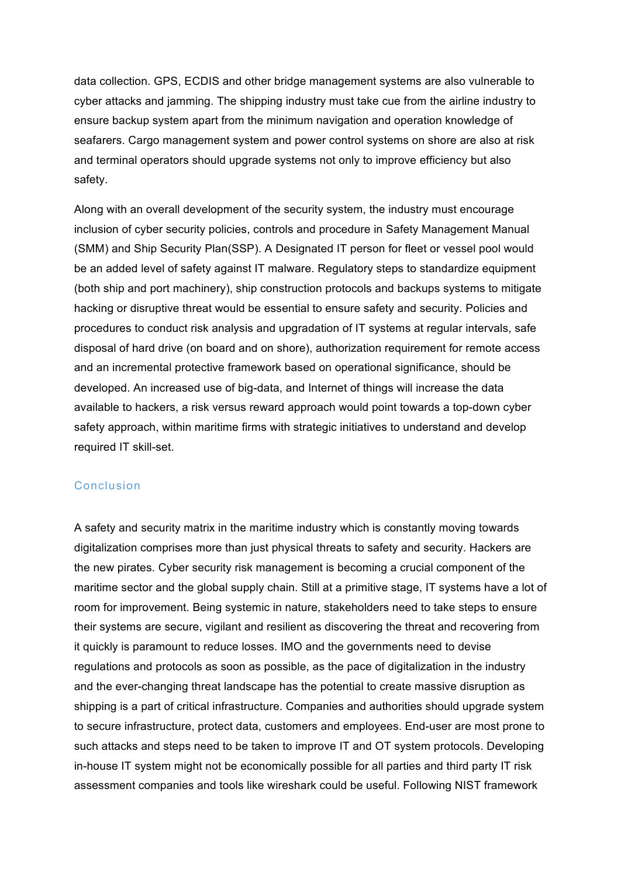data collection. GPS, ECDIS and other bridge management systems are also vulnerable to cyber attacks and jamming. The shipping industry must take cue from the airline industry to ensure backup system apart from the minimum navigation and operation knowledge of seafarers. Cargo management system and power control systems on shore are also at risk and terminal operators should upgrade systems not only to improve efficiency but also safety.

Along with an overall development of the security system, the industry must encourage inclusion of cyber security policies, controls and procedure in Safety Management Manual (SMM) and Ship Security Plan(SSP). A Designated IT person for fleet or vessel pool would be an added level of safety against IT malware. Regulatory steps to standardize equipment (both ship and port machinery), ship construction protocols and backups systems to mitigate hacking or disruptive threat would be essential to ensure safety and security. Policies and procedures to conduct risk analysis and upgradation of IT systems at regular intervals, safe disposal of hard drive (on board and on shore), authorization requirement for remote access and an incremental protective framework based on operational significance, should be developed. An increased use of big-data, and Internet of things will increase the data available to hackers, a risk versus reward approach would point towards a top-down cyber safety approach, within maritime firms with strategic initiatives to understand and develop required IT skill-set.

## Conclusion

A safety and security matrix in the maritime industry which is constantly moving towards digitalization comprises more than just physical threats to safety and security. Hackers are the new pirates. Cyber security risk management is becoming a crucial component of the maritime sector and the global supply chain. Still at a primitive stage, IT systems have a lot of room for improvement. Being systemic in nature, stakeholders need to take steps to ensure their systems are secure, vigilant and resilient as discovering the threat and recovering from it quickly is paramount to reduce losses. IMO and the governments need to devise regulations and protocols as soon as possible, as the pace of digitalization in the industry and the ever-changing threat landscape has the potential to create massive disruption as shipping is a part of critical infrastructure. Companies and authorities should upgrade system to secure infrastructure, protect data, customers and employees. End-user are most prone to such attacks and steps need to be taken to improve IT and OT system protocols. Developing in-house IT system might not be economically possible for all parties and third party IT risk assessment companies and tools like wireshark could be useful. Following NIST framework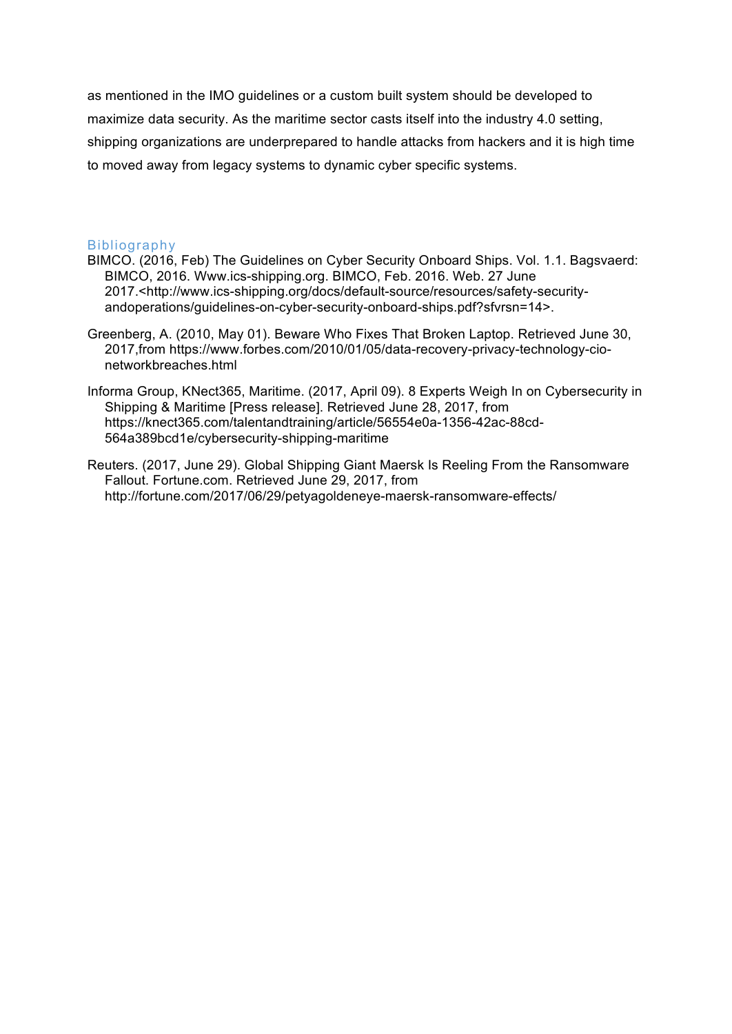as mentioned in the IMO guidelines or a custom built system should be developed to maximize data security. As the maritime sector casts itself into the industry 4.0 setting, shipping organizations are underprepared to handle attacks from hackers and it is high time to moved away from legacy systems to dynamic cyber specific systems.

## Bibliography

BIMCO. (2016, Feb) The Guidelines on Cyber Security Onboard Ships. Vol. 1.1. Bagsvaerd: BIMCO, 2016. Www.ics-shipping.org. BIMCO, Feb. 2016. Web. 27 June 2017.<http://www.ics-shipping.org/docs/default-source/resources/safety-security-andoperations/guidelines-on-cyber-security-onboard-ships.pdf?sfvrsn=14>.

Greenberg, A. (2010, May 01). Beware Who Fixes That Broken Laptop. Retrieved June 30, 2017,from https://www.forbes.com/2010/01/05/data-recovery-privacy-technology-cio-networkbreaches.html

Informa Group, KNect365, Maritime. (2017, April 09). 8 Experts Weigh In on Cybersecurity in Shipping & Maritime [Press release]. Retrieved June 28, 2017, from https://knect365.com/talentandtraining/article/56554e0a-1356-42ac-88cd-564a389bcd1e/cybersecurity-shipping-maritime

Reuters. (2017, June 29). Global Shipping Giant Maersk Is Reeling From the Ransomware Fallout. Fortune.com. Retrieved June 29, 2017, from http://fortune.com/2017/06/29/petyagoldeneye-maersk-ransomware-effects/